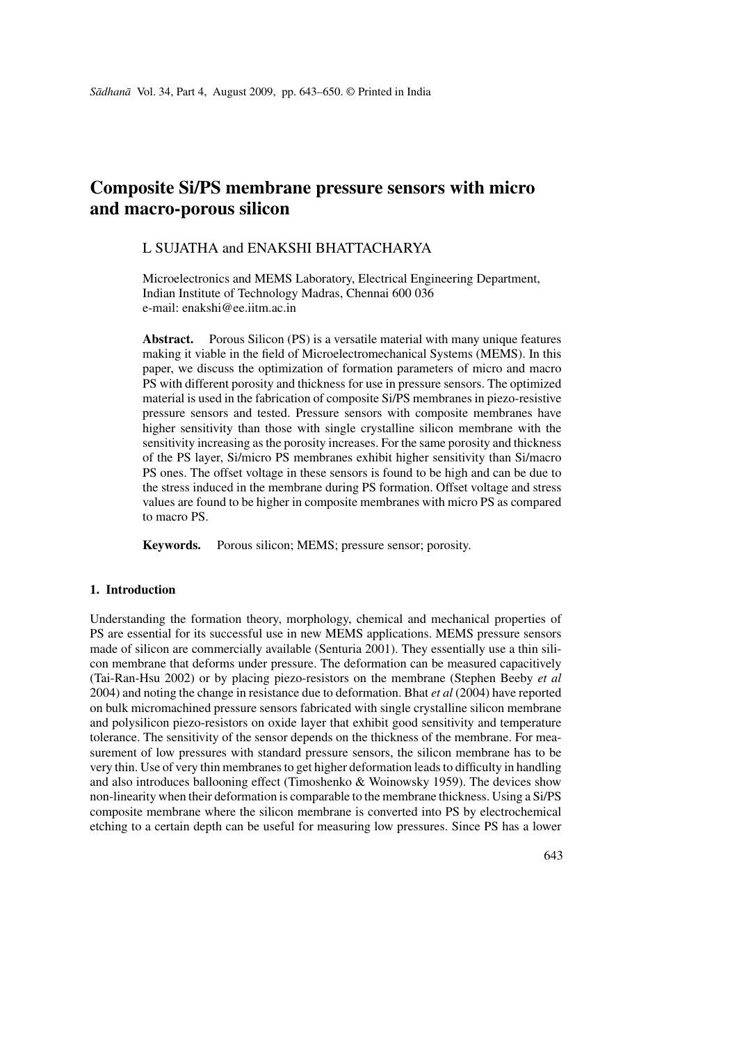# Composite Si/PS membrane pressure sensors with micro and macro-porous silicon

L SUJATHA and ENAKSHI BHATTACHARYA

Microelectronics and MEMS Laboratory, Electrical Engineering Department, Indian Institute of Technology Madras, Chennai 600 036
e-mail: enakshi@ee.iitm.ac.in

**Abstract.** Porous Silicon (PS) is a versatile material with many unique features making it viable in the field of Microelectromechanical Systems (MEMS). In this paper, we discuss the optimization of formation parameters of micro and macro PS with different porosity and thickness for use in pressure sensors. The optimized material is used in the fabrication of composite Si/PS membranes in piezo-resistive pressure sensors and tested. Pressure sensors with composite membranes have higher sensitivity than those with single crystalline silicon membrane with the sensitivity increasing as the porosity increases. For the same porosity and thickness of the PS layer, Si/micro PS membranes exhibit higher sensitivity than Si/macro PS ones. The offset voltage in these sensors is found to be high and can be due to the stress induced in the membrane during PS formation. Offset voltage and stress values are found to be higher in composite membranes with micro PS as compared to macro PS.

**Keywords.** Porous silicon; MEMS; pressure sensor; porosity.

## 1. Introduction

Understanding the formation theory, morphology, chemical and mechanical properties of PS are essential for its successful use in new MEMS applications. MEMS pressure sensors made of silicon are commercially available (Senturia 2001). They essentially use a thin silicon membrane that deforms under pressure. The deformation can be measured capacitively (Tai-Ran-Hsu 2002) or by placing piezo-resistors on the membrane (Stephen Beeby *et al* 2004) and noting the change in resistance due to deformation. Bhat *et al* (2004) have reported on bulk micromachined pressure sensors fabricated with single crystalline silicon membrane and polysilicon piezo-resistors on oxide layer that exhibit good sensitivity and temperature tolerance. The sensitivity of the sensor depends on the thickness of the membrane. For measurement of low pressures with standard pressure sensors, the silicon membrane has to be very thin. Use of very thin membranes to get higher deformation leads to difficulty in handling and also introduces ballooning effect (Timoshenko & Woinowsky 1959). The devices show non-linearity when their deformation is comparable to the membrane thickness. Using a Si/PS composite membrane where the silicon membrane is converted into PS by electrochemical etching to a certain depth can be useful for measuring low pressures. Since PS has a lower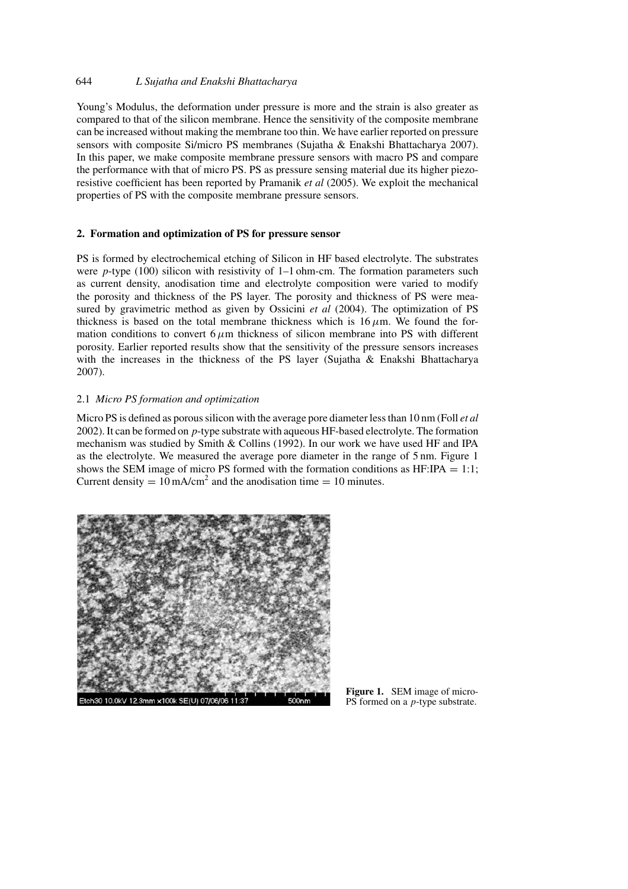Young's Modulus, the deformation under pressure is more and the strain is also greater as compared to that of the silicon membrane. Hence the sensitivity of the composite membrane can be increased without making the membrane too thin. We have earlier reported on pressure sensors with composite Si/micro PS membranes (Sujatha & Enakshi Bhattacharya 2007). In this paper, we make composite membrane pressure sensors with macro PS and compare the performance with that of micro PS. PS as pressure sensing material due its higher piezoresistive coefficient has been reported by Pramanik *et al* (2005). We exploit the mechanical properties of PS with the composite membrane pressure sensors.

## 2. Formation and optimization of PS for pressure sensor

PS is formed by electrochemical etching of Silicon in HF based electrolyte. The substrates were *p*-type (100) silicon with resistivity of 1–1 ohm-cm. The formation parameters such as current density, anodisation time and electrolyte composition were varied to modify the porosity and thickness of the PS layer. The porosity and thickness of PS were measured by gravimetric method as given by Ossicini *et al* (2004). The optimization of PS thickness is based on the total membrane thickness which is $16\,\mu$m. We found the formation conditions to convert $6\,\mu$m thickness of silicon membrane into PS with different porosity. Earlier reported results show that the sensitivity of the pressure sensors increases with the increases in the thickness of the PS layer (Sujatha & Enakshi Bhattacharya 2007).

### 2.1 *Micro PS formation and optimization*

Micro PS is defined as porous silicon with the average pore diameter less than 10 nm (Foll *et al* 2002). It can be formed on *p*-type substrate with aqueous HF-based electrolyte. The formation mechanism was studied by Smith & Collins (1992). In our work we have used HF and IPA as the electrolyte. We measured the average pore diameter in the range of 5 nm. Figure 1 shows the SEM image of micro PS formed with the formation conditions as HF:IPA = 1:1; Current density = $10\,\text{mA/cm}^2$ and the anodisation time = 10 minutes.

**Figure 1.** SEM image of micro-PS formed on a *p*-type substrate.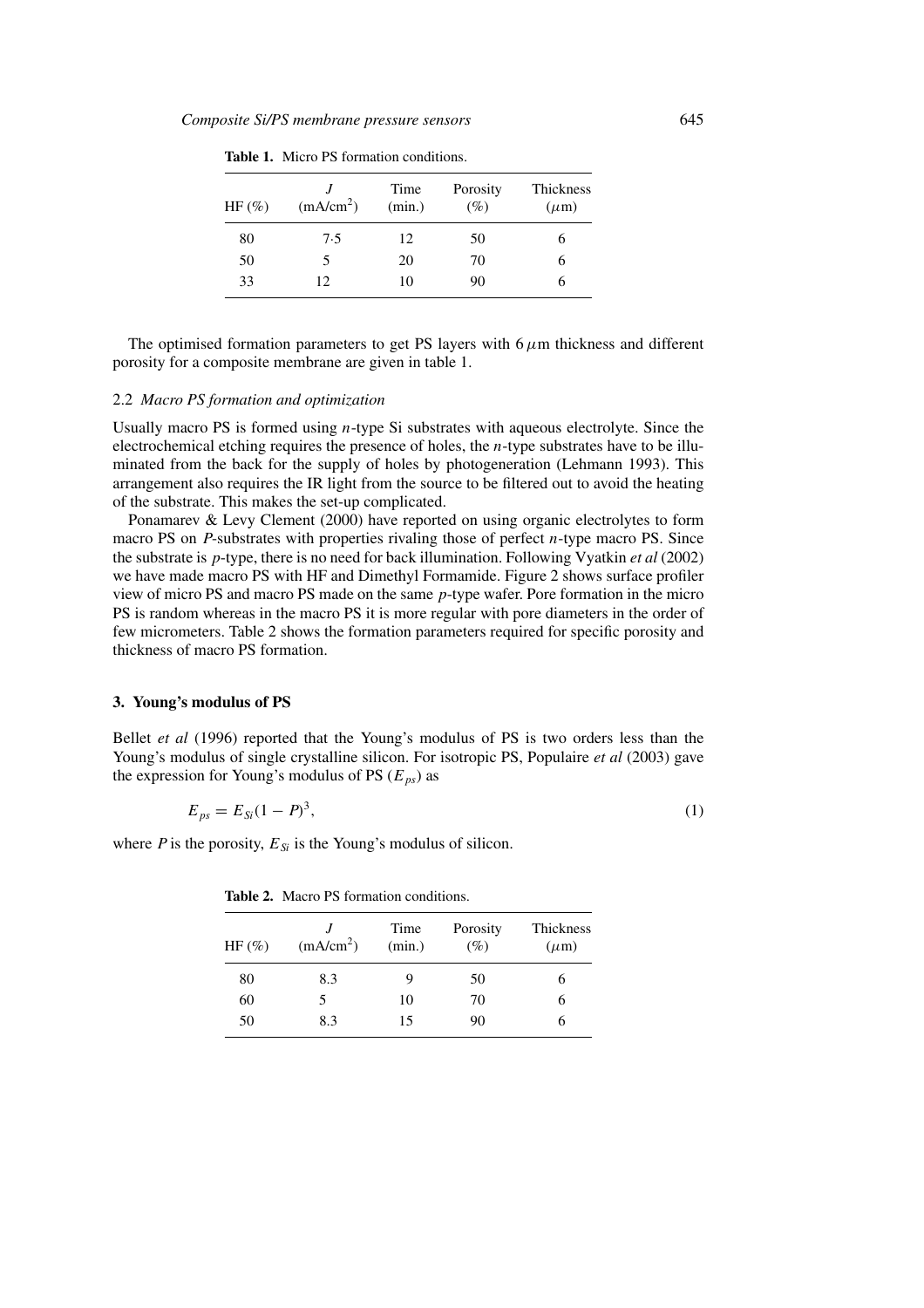**Table 1.** Micro PS formation conditions.

| HF (%) | $J$ (mA/cm$^2$) | Time (min.) | Porosity (%) | Thickness ($\mu$m) |
|---|---|---|---|---|
| 80 | 7·5 | 12 | 50 | 6 |
| 50 | 5 | 20 | 70 | 6 |
| 33 | 12 | 10 | 90 | 6 |

The optimised formation parameters to get PS layers with 6 $\mu$m thickness and different porosity for a composite membrane are given in table 1.

### 2.2 *Macro PS formation and optimization*

Usually macro PS is formed using *n*-type Si substrates with aqueous electrolyte. Since the electrochemical etching requires the presence of holes, the *n*-type substrates have to be illuminated from the back for the supply of holes by photogeneration (Lehmann 1993). This arrangement also requires the IR light from the source to be filtered out to avoid the heating of the substrate. This makes the set-up complicated.

Ponamarev & Levy Clement (2000) have reported on using organic electrolytes to form macro PS on *P*-substrates with properties rivaling those of perfect *n*-type macro PS. Since the substrate is *p*-type, there is no need for back illumination. Following Vyatkin *et al* (2002) we have made macro PS with HF and Dimethyl Formamide. Figure 2 shows surface profiler view of micro PS and macro PS made on the same *p*-type wafer. Pore formation in the micro PS is random whereas in the macro PS it is more regular with pore diameters in the order of few micrometers. Table 2 shows the formation parameters required for specific porosity and thickness of macro PS formation.

## 3. Young's modulus of PS

Bellet *et al* (1996) reported that the Young's modulus of PS is two orders less than the Young's modulus of single crystalline silicon. For isotropic PS, Populaire *et al* (2003) gave the expression for Young's modulus of PS ($E_{ps}$) as

$$E_{ps} = E_{Si}(1 - P)^3, \tag{1}$$

where $P$ is the porosity, $E_{Si}$ is the Young's modulus of silicon.

**Table 2.** Macro PS formation conditions.

| HF (%) | $J$ (mA/cm$^2$) | Time (min.) | Porosity (%) | Thickness ($\mu$m) |
|---|---|---|---|---|
| 80 | 8.3 | 9 | 50 | 6 |
| 60 | 5 | 10 | 70 | 6 |
| 50 | 8.3 | 15 | 90 | 6 |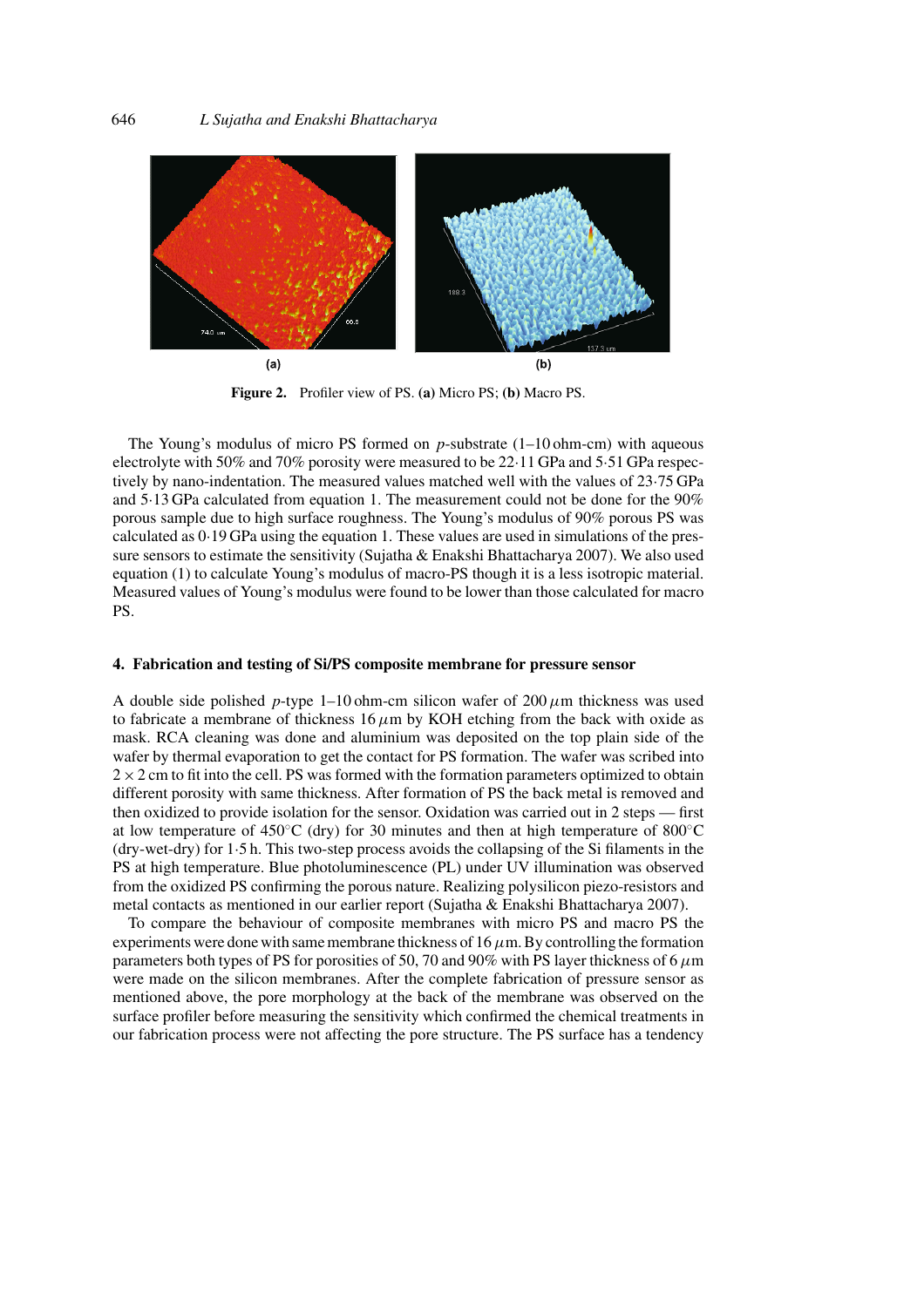**Figure 2.** Profiler view of PS. **(a)** Micro PS; **(b)** Macro PS.

The Young's modulus of micro PS formed on *p*-substrate (1–10 ohm-cm) with aqueous electrolyte with 50% and 70% porosity were measured to be 22·11 GPa and 5·51 GPa respectively by nano-indentation. The measured values matched well with the values of 23·75 GPa and 5·13 GPa calculated from equation 1. The measurement could not be done for the 90% porous sample due to high surface roughness. The Young's modulus of 90% porous PS was calculated as 0·19 GPa using the equation 1. These values are used in simulations of the pressure sensors to estimate the sensitivity (Sujatha & Enakshi Bhattacharya 2007). We also used equation (1) to calculate Young's modulus of macro-PS though it is a less isotropic material. Measured values of Young's modulus were found to be lower than those calculated for macro PS.

## 4. Fabrication and testing of Si/PS composite membrane for pressure sensor

A double side polished *p*-type 1–10 ohm-cm silicon wafer of 200 $\mu$m thickness was used to fabricate a membrane of thickness 16 $\mu$m by KOH etching from the back with oxide as mask. RCA cleaning was done and aluminium was deposited on the top plain side of the wafer by thermal evaporation to get the contact for PS formation. The wafer was scribed into $2 \times 2$ cm to fit into the cell. PS was formed with the formation parameters optimized to obtain different porosity with same thickness. After formation of PS the back metal is removed and then oxidized to provide isolation for the sensor. Oxidation was carried out in 2 steps — first at low temperature of 450°C (dry) for 30 minutes and then at high temperature of 800°C (dry-wet-dry) for 1·5 h. This two-step process avoids the collapsing of the Si filaments in the PS at high temperature. Blue photoluminescence (PL) under UV illumination was observed from the oxidized PS confirming the porous nature. Realizing polysilicon piezo-resistors and metal contacts as mentioned in our earlier report (Sujatha & Enakshi Bhattacharya 2007).

To compare the behaviour of composite membranes with micro PS and macro PS the experiments were done with same membrane thickness of 16 $\mu$m. By controlling the formation parameters both types of PS for porosities of 50, 70 and 90% with PS layer thickness of 6 $\mu$m were made on the silicon membranes. After the complete fabrication of pressure sensor as mentioned above, the pore morphology at the back of the membrane was observed on the surface profiler before measuring the sensitivity which confirmed the chemical treatments in our fabrication process were not affecting the pore structure. The PS surface has a tendency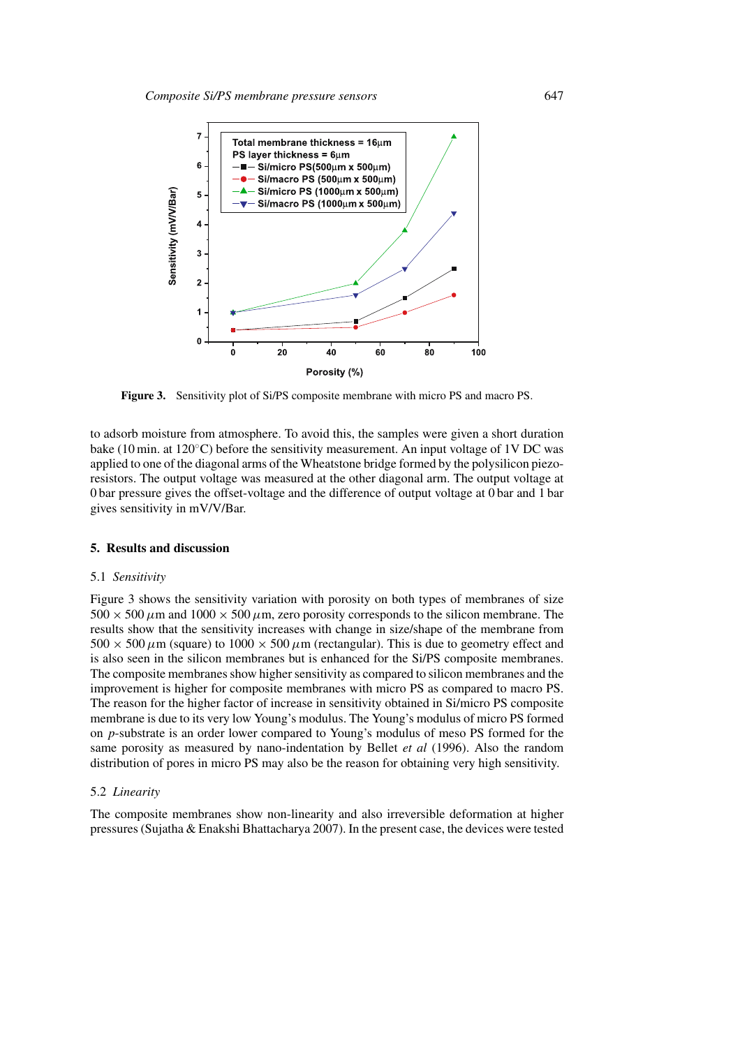**Figure 3.** Sensitivity plot of Si/PS composite membrane with micro PS and macro PS.

to adsorb moisture from atmosphere. To avoid this, the samples were given a short duration bake (10 min. at 120°C) before the sensitivity measurement. An input voltage of 1V DC was applied to one of the diagonal arms of the Wheatstone bridge formed by the polysilicon piezoresistors. The output voltage was measured at the other diagonal arm. The output voltage at 0 bar pressure gives the offset-voltage and the difference of output voltage at 0 bar and 1 bar gives sensitivity in mV/V/Bar.

## 5. Results and discussion

### 5.1 *Sensitivity*

Figure 3 shows the sensitivity variation with porosity on both types of membranes of size $500 \times 500\,\mu$m and $1000 \times 500\,\mu$m, zero porosity corresponds to the silicon membrane. The results show that the sensitivity increases with change in size/shape of the membrane from $500 \times 500\,\mu$m (square) to $1000 \times 500\,\mu$m (rectangular). This is due to geometry effect and is also seen in the silicon membranes but is enhanced for the Si/PS composite membranes. The composite membranes show higher sensitivity as compared to silicon membranes and the improvement is higher for composite membranes with micro PS as compared to macro PS. The reason for the higher factor of increase in sensitivity obtained in Si/micro PS composite membrane is due to its very low Young's modulus. The Young's modulus of micro PS formed on *p*-substrate is an order lower compared to Young's modulus of meso PS formed for the same porosity as measured by nano-indentation by Bellet *et al* (1996). Also the random distribution of pores in micro PS may also be the reason for obtaining very high sensitivity.

### 5.2 *Linearity*

The composite membranes show non-linearity and also irreversible deformation at higher pressures (Sujatha & Enakshi Bhattacharya 2007). In the present case, the devices were tested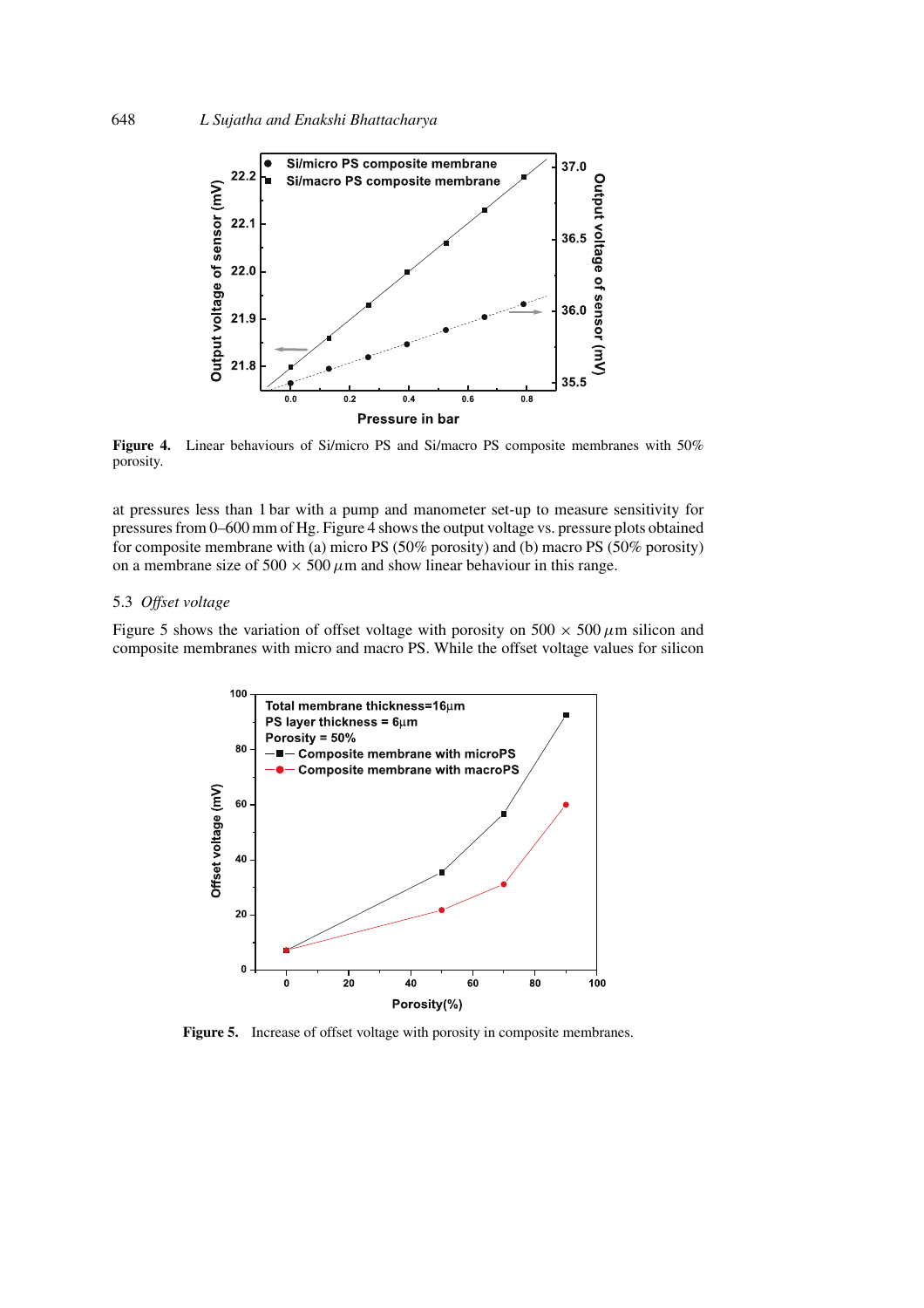**Figure 4.** Linear behaviours of Si/micro PS and Si/macro PS composite membranes with 50% porosity.

at pressures less than 1 bar with a pump and manometer set-up to measure sensitivity for pressures from 0–600 mm of Hg. Figure 4 shows the output voltage vs. pressure plots obtained for composite membrane with (a) micro PS (50% porosity) and (b) macro PS (50% porosity) on a membrane size of $500 \times 500\,\mu$m and show linear behaviour in this range.

### 5.3 *Offset voltage*

Figure 5 shows the variation of offset voltage with porosity on $500 \times 500\,\mu$m silicon and composite membranes with micro and macro PS. While the offset voltage values for silicon

**Figure 5.** Increase of offset voltage with porosity in composite membranes.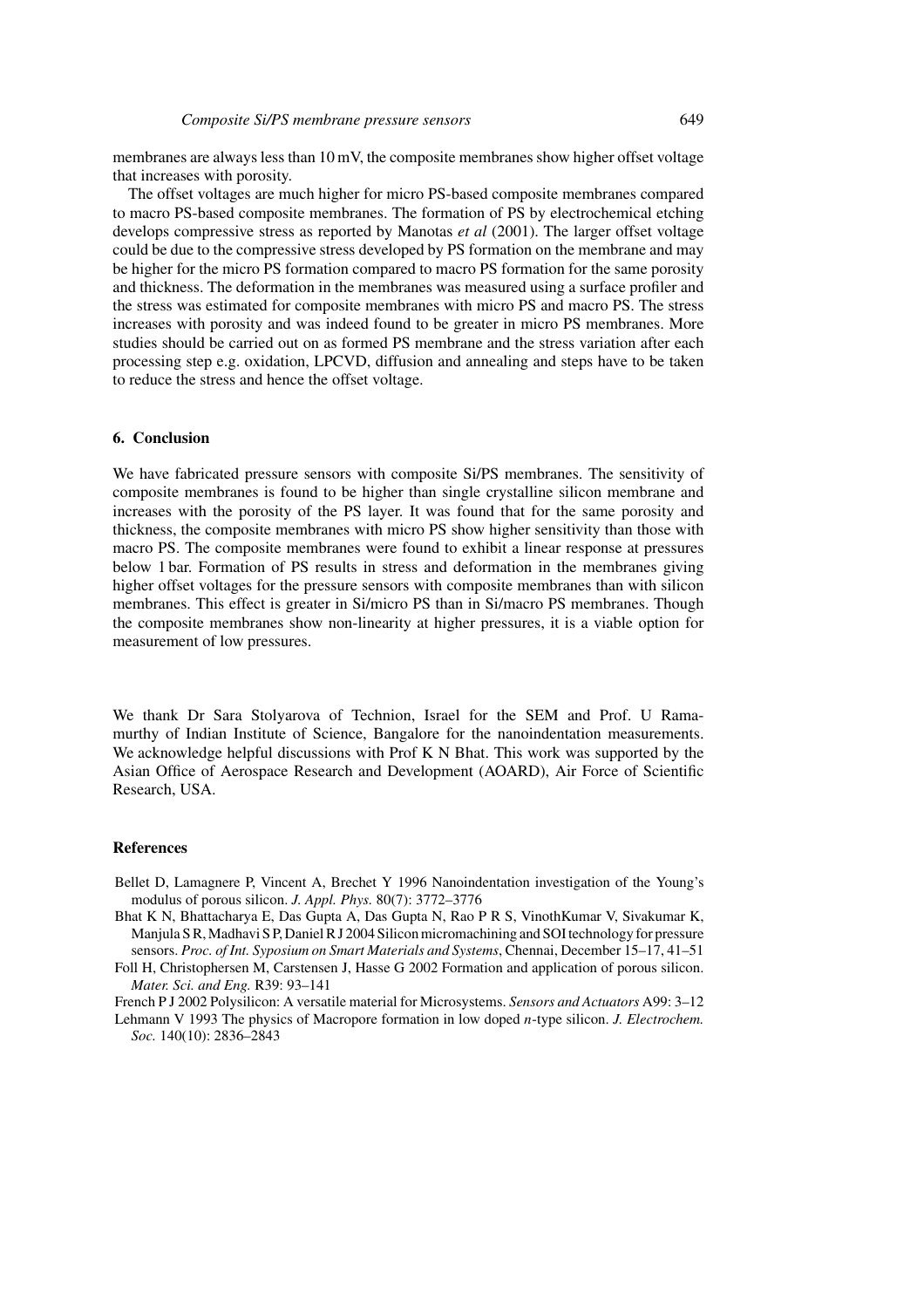membranes are always less than 10 mV, the composite membranes show higher offset voltage that increases with porosity.

The offset voltages are much higher for micro PS-based composite membranes compared to macro PS-based composite membranes. The formation of PS by electrochemical etching develops compressive stress as reported by Manotas *et al* (2001). The larger offset voltage could be due to the compressive stress developed by PS formation on the membrane and may be higher for the micro PS formation compared to macro PS formation for the same porosity and thickness. The deformation in the membranes was measured using a surface profiler and the stress was estimated for composite membranes with micro PS and macro PS. The stress increases with porosity and was indeed found to be greater in micro PS membranes. More studies should be carried out on as formed PS membrane and the stress variation after each processing step e.g. oxidation, LPCVD, diffusion and annealing and steps have to be taken to reduce the stress and hence the offset voltage.

## 6. Conclusion

We have fabricated pressure sensors with composite Si/PS membranes. The sensitivity of composite membranes is found to be higher than single crystalline silicon membrane and increases with the porosity of the PS layer. It was found that for the same porosity and thickness, the composite membranes with micro PS show higher sensitivity than those with macro PS. The composite membranes were found to exhibit a linear response at pressures below 1 bar. Formation of PS results in stress and deformation in the membranes giving higher offset voltages for the pressure sensors with composite membranes than with silicon membranes. This effect is greater in Si/micro PS than in Si/macro PS membranes. Though the composite membranes show non-linearity at higher pressures, it is a viable option for measurement of low pressures.

We thank Dr Sara Stolyarova of Technion, Israel for the SEM and Prof. U Ramamurthy of Indian Institute of Science, Bangalore for the nanoindentation measurements. We acknowledge helpful discussions with Prof K N Bhat. This work was supported by the Asian Office of Aerospace Research and Development (AOARD), Air Force of Scientific Research, USA.

## References

Bellet D, Lamagnere P, Vincent A, Brechet Y 1996 Nanoindentation investigation of the Young's modulus of porous silicon. *J. Appl. Phys.* 80(7): 3772–3776

Bhat K N, Bhattacharya E, Das Gupta A, Das Gupta N, Rao P R S, VinothKumar V, Sivakumar K, Manjula S R, Madhavi S P, Daniel R J 2004 Silicon micromachining and SOI technology for pressure sensors. *Proc. of Int. Syposium on Smart Materials and Systems*, Chennai, December 15–17, 41–51

Foll H, Christophersen M, Carstensen J, Hasse G 2002 Formation and application of porous silicon. *Mater. Sci. and Eng.* R39: 93–141

French P J 2002 Polysilicon: A versatile material for Microsystems. *Sensors and Actuators* A99: 3–12

Lehmann V 1993 The physics of Macropore formation in low doped *n*-type silicon. *J. Electrochem. Soc.* 140(10): 2836–2843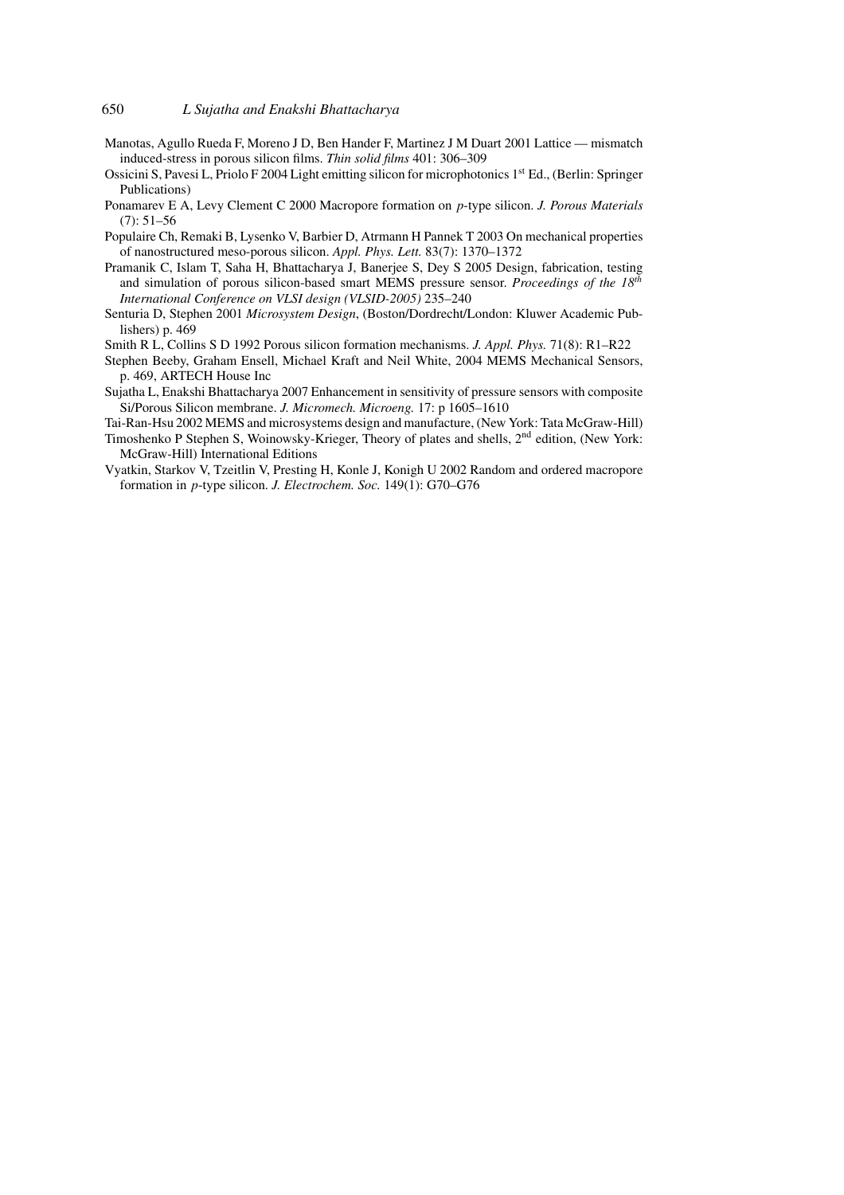Manotas, Agullo Rueda F, Moreno J D, Ben Hander F, Martinez J M Duart 2001 Lattice — mismatch induced-stress in porous silicon films. *Thin solid films* 401: 306–309

Ossicini S, Pavesi L, Priolo F 2004 Light emitting silicon for microphotonics 1st Ed., (Berlin: Springer Publications)

Ponamarev E A, Levy Clement C 2000 Macropore formation on *p*-type silicon. *J. Porous Materials* (7): 51–56

Populaire Ch, Remaki B, Lysenko V, Barbier D, Atrmann H Pannek T 2003 On mechanical properties of nanostructured meso-porous silicon. *Appl. Phys. Lett.* 83(7): 1370–1372

Pramanik C, Islam T, Saha H, Bhattacharya J, Banerjee S, Dey S 2005 Design, fabrication, testing and simulation of porous silicon-based smart MEMS pressure sensor. *Proceedings of the 18th International Conference on VLSI design (VLSID-2005)* 235–240

Senturia D, Stephen 2001 *Microsystem Design*, (Boston/Dordrecht/London: Kluwer Academic Publishers) p. 469

Smith R L, Collins S D 1992 Porous silicon formation mechanisms. *J. Appl. Phys.* 71(8): R1–R22

Stephen Beeby, Graham Ensell, Michael Kraft and Neil White, 2004 MEMS Mechanical Sensors, p. 469, ARTECH House Inc

Sujatha L, Enakshi Bhattacharya 2007 Enhancement in sensitivity of pressure sensors with composite Si/Porous Silicon membrane. *J. Micromech. Microeng.* 17: p 1605–1610

Tai-Ran-Hsu 2002 MEMS and microsystems design and manufacture, (New York: Tata McGraw-Hill)

Timoshenko P Stephen S, Woinowsky-Krieger, Theory of plates and shells, 2nd edition, (New York: McGraw-Hill) International Editions

Vyatkin, Starkov V, Tzeitlin V, Presting H, Konle J, Konigh U 2002 Random and ordered macropore formation in *p*-type silicon. *J. Electrochem. Soc.* 149(1): G70–G76